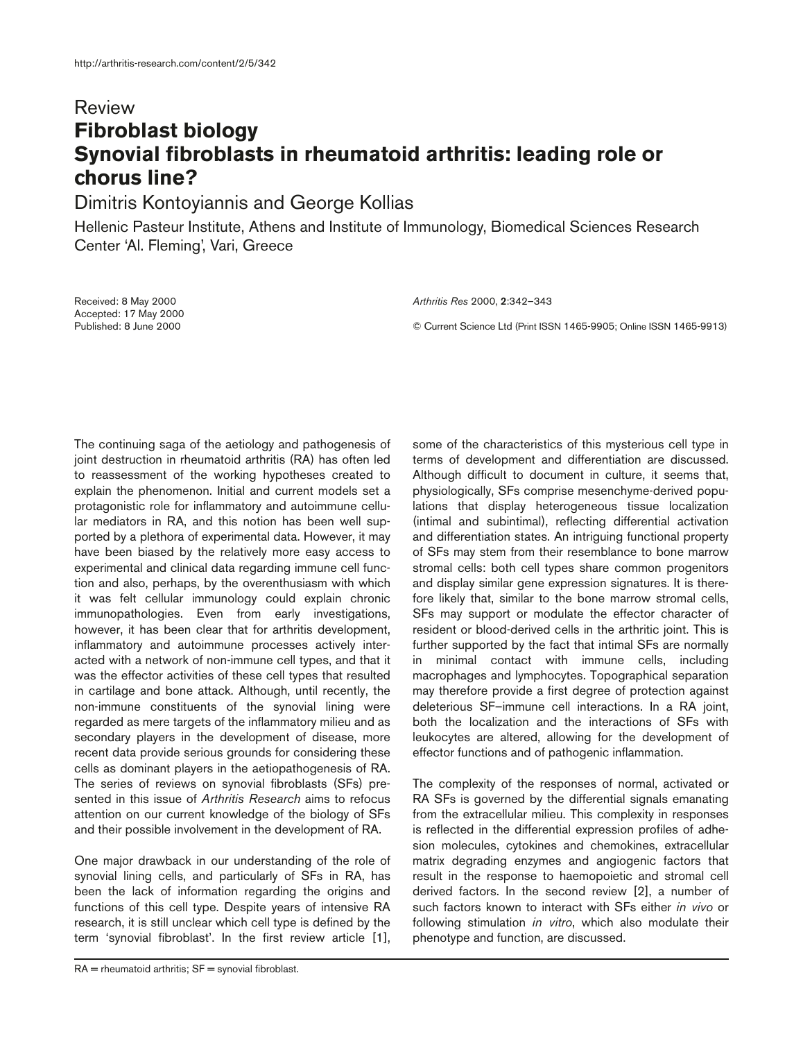Review

# Fibroblast biology

# Synovial fibroblasts in rheumatoid arthritis: leading role or chorus line?

Dimitris Kontoyiannis and George Kollias

Hellenic Pasteur Institute, Athens and Institute of Immunology, Biomedical Sciences Research Center 'Al. Fleming', Vari, Greece

Received: 8 May 2000
Accepted: 17 May 2000
Published: 8 June 2000

*Arthritis Res* 2000, **2**:342–343

© Current Science Ltd (Print ISSN 1465-9905; Online ISSN 1465-9913)

The continuing saga of the aetiology and pathogenesis of joint destruction in rheumatoid arthritis (RA) has often led to reassessment of the working hypotheses created to explain the phenomenon. Initial and current models set a protagonistic role for inflammatory and autoimmune cellular mediators in RA, and this notion has been well supported by a plethora of experimental data. However, it may have been biased by the relatively more easy access to experimental and clinical data regarding immune cell function and also, perhaps, by the overenthusiasm with which it was felt cellular immunology could explain chronic immunopathologies. Even from early investigations, however, it has been clear that for arthritis development, inflammatory and autoimmune processes actively interacted with a network of non-immune cell types, and that it was the effector activities of these cell types that resulted in cartilage and bone attack. Although, until recently, the non-immune constituents of the synovial lining were regarded as mere targets of the inflammatory milieu and as secondary players in the development of disease, more recent data provide serious grounds for considering these cells as dominant players in the aetiopathogenesis of RA. The series of reviews on synovial fibroblasts (SFs) presented in this issue of *Arthritis Research* aims to refocus attention on our current knowledge of the biology of SFs and their possible involvement in the development of RA.

One major drawback in our understanding of the role of synovial lining cells, and particularly of SFs in RA, has been the lack of information regarding the origins and functions of this cell type. Despite years of intensive RA research, it is still unclear which cell type is defined by the term 'synovial fibroblast'. In the first review article [1], some of the characteristics of this mysterious cell type in terms of development and differentiation are discussed. Although difficult to document in culture, it seems that, physiologically, SFs comprise mesenchyme-derived populations that display heterogeneous tissue localization (intimal and subintimal), reflecting differential activation and differentiation states. An intriguing functional property of SFs may stem from their resemblance to bone marrow stromal cells: both cell types share common progenitors and display similar gene expression signatures. It is therefore likely that, similar to the bone marrow stromal cells, SFs may support or modulate the effector character of resident or blood-derived cells in the arthritic joint. This is further supported by the fact that intimal SFs are normally in minimal contact with immune cells, including macrophages and lymphocytes. Topographical separation may therefore provide a first degree of protection against deleterious SF–immune cell interactions. In a RA joint, both the localization and the interactions of SFs with leukocytes are altered, allowing for the development of effector functions and of pathogenic inflammation.

The complexity of the responses of normal, activated or RA SFs is governed by the differential signals emanating from the extracellular milieu. This complexity in responses is reflected in the differential expression profiles of adhesion molecules, cytokines and chemokines, extracellular matrix degrading enzymes and angiogenic factors that result in the response to haemopoietic and stromal cell derived factors. In the second review [2], a number of such factors known to interact with SFs either *in vivo* or following stimulation *in vitro*, which also modulate their phenotype and function, are discussed.

RA = rheumatoid arthritis; SF = synovial fibroblast.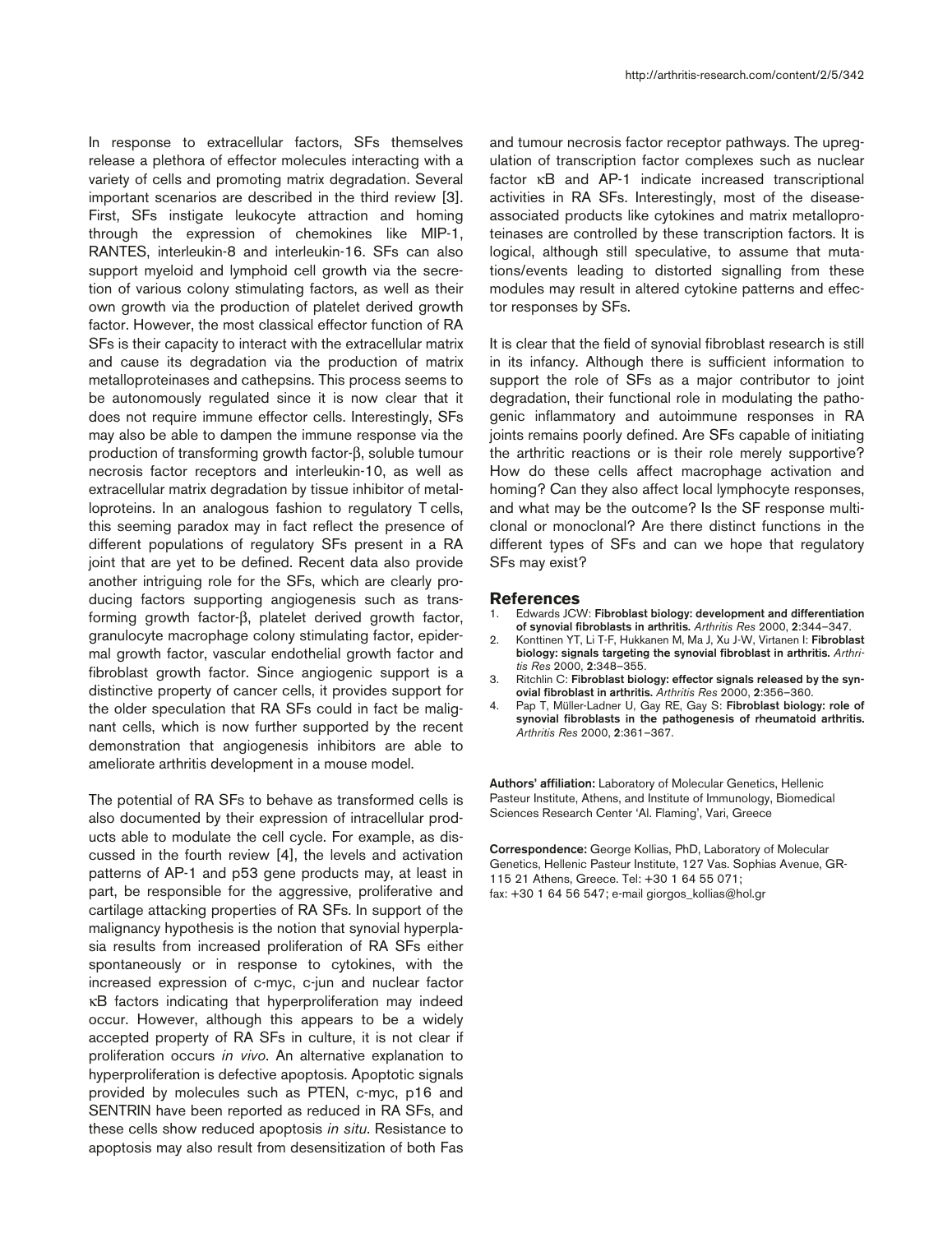In response to extracellular factors, SFs themselves release a plethora of effector molecules interacting with a variety of cells and promoting matrix degradation. Several important scenarios are described in the third review [3]. First, SFs instigate leukocyte attraction and homing through the expression of chemokines like MIP-1, RANTES, interleukin-8 and interleukin-16. SFs can also support myeloid and lymphoid cell growth via the secretion of various colony stimulating factors, as well as their own growth via the production of platelet derived growth factor. However, the most classical effector function of RA SFs is their capacity to interact with the extracellular matrix and cause its degradation via the production of matrix metalloproteinases and cathepsins. This process seems to be autonomously regulated since it is now clear that it does not require immune effector cells. Interestingly, SFs may also be able to dampen the immune response via the production of transforming growth factor-β, soluble tumour necrosis factor receptors and interleukin-10, as well as extracellular matrix degradation by tissue inhibitor of metalloproteins. In an analogous fashion to regulatory T cells, this seeming paradox may in fact reflect the presence of different populations of regulatory SFs present in a RA joint that are yet to be defined. Recent data also provide another intriguing role for the SFs, which are clearly producing factors supporting angiogenesis such as transforming growth factor-β, platelet derived growth factor, granulocyte macrophage colony stimulating factor, epidermal growth factor, vascular endothelial growth factor and fibroblast growth factor. Since angiogenic support is a distinctive property of cancer cells, it provides support for the older speculation that RA SFs could in fact be malignant cells, which is now further supported by the recent demonstration that angiogenesis inhibitors are able to ameliorate arthritis development in a mouse model.

The potential of RA SFs to behave as transformed cells is also documented by their expression of intracellular products able to modulate the cell cycle. For example, as discussed in the fourth review [4], the levels and activation patterns of AP-1 and p53 gene products may, at least in part, be responsible for the aggressive, proliferative and cartilage attacking properties of RA SFs. In support of the malignancy hypothesis is the notion that synovial hyperplasia results from increased proliferation of RA SFs either spontaneously or in response to cytokines, with the increased expression of c-myc, c-jun and nuclear factor κB factors indicating that hyperproliferation may indeed occur. However, although this appears to be a widely accepted property of RA SFs in culture, it is not clear if proliferation occurs *in vivo*. An alternative explanation to hyperproliferation is defective apoptosis. Apoptotic signals provided by molecules such as PTEN, c-myc, p16 and SENTRIN have been reported as reduced in RA SFs, and these cells show reduced apoptosis *in situ*. Resistance to apoptosis may also result from desensitization of both Fas and tumour necrosis factor receptor pathways. The upregulation of transcription factor complexes such as nuclear factor κB and AP-1 indicate increased transcriptional activities in RA SFs. Interestingly, most of the disease-associated products like cytokines and matrix metalloproteinases are controlled by these transcription factors. It is logical, although still speculative, to assume that mutations/events leading to distorted signalling from these modules may result in altered cytokine patterns and effector responses by SFs.

It is clear that the field of synovial fibroblast research is still in its infancy. Although there is sufficient information to support the role of SFs as a major contributor to joint degradation, their functional role in modulating the pathogenic inflammatory and autoimmune responses in RA joints remains poorly defined. Are SFs capable of initiating the arthritic reactions or is their role merely supportive? How do these cells affect macrophage activation and homing? Can they also affect local lymphocyte responses, and what may be the outcome? Is the SF response multiclonal or monoclonal? Are there distinct functions in the different types of SFs and can we hope that regulatory SFs may exist?

## References

1. Edwards JCW: **Fibroblast biology: development and differentiation of synovial fibroblasts in arthritis.** *Arthritis Res* 2000, **2**:344–347.
2. Konttinen YT, Li T-F, Hukkanen M, Ma J, Xu J-W, Virtanen I: **Fibroblast biology: signals targeting the synovial fibroblast in arthritis.** *Arthritis Res* 2000, **2**:348–355.
3. Ritchlin C: **Fibroblast biology: effector signals released by the synovial fibroblast in arthritis.** *Arthritis Res* 2000, **2**:356–360.
4. Pap T, Müller-Ladner U, Gay RE, Gay S: **Fibroblast biology: role of synovial fibroblasts in the pathogenesis of rheumatoid arthritis.** *Arthritis Res* 2000, **2**:361–367.

**Authors' affiliation:** Laboratory of Molecular Genetics, Hellenic Pasteur Institute, Athens, and Institute of Immunology, Biomedical Sciences Research Center 'Al. Flaming', Vari, Greece

**Correspondence:** George Kollias, PhD, Laboratory of Molecular Genetics, Hellenic Pasteur Institute, 127 Vas. Sophias Avenue, GR-115 21 Athens, Greece. Tel: +30 1 64 55 071; fax: +30 1 64 56 547; e-mail giorgos_kollias@hol.gr